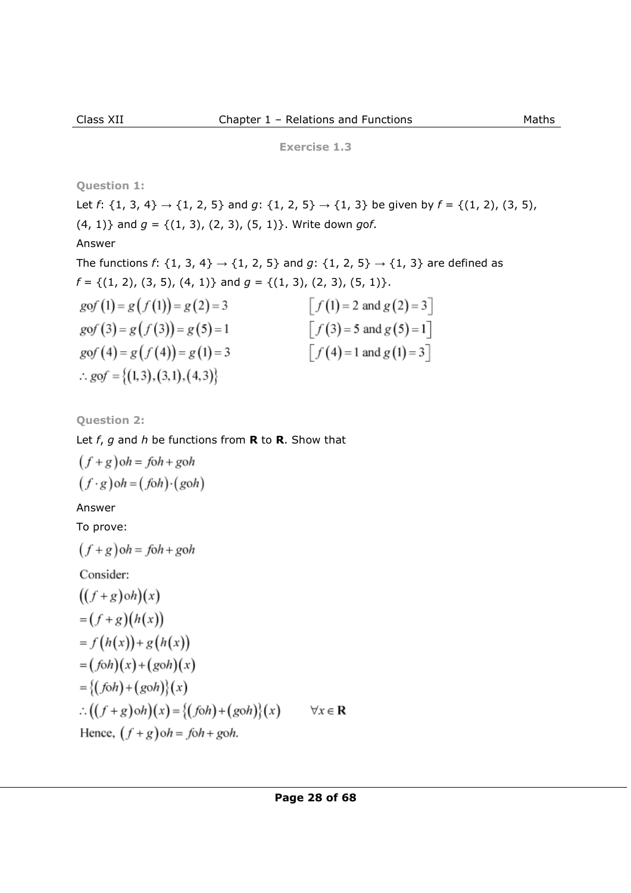## Exercise 1.3

### Question 1:

Let $f$: {1, 3, 4} → {1, 2, 5} and $g$: {1, 2, 5} → {1, 3} be given by $f$ = {(1, 2), (3, 5), (4, 1)} and $g$ = {(1, 3), (2, 3), (5, 1)}. Write down $gof$.

Answer

The functions $f$: {1, 3, 4} → {1, 2, 5} and $g$: {1, 2, 5} → {1, 3} are defined as $f$ = {(1, 2), (3, 5), (4, 1)} and $g$ = {(1, 3), (2, 3), (5, 1)}.

$$gof(1) = g(f(1)) = g(2) = 3 \qquad [f(1) = 2 \text{ and } g(2) = 3]$$

$$gof(3) = g(f(3)) = g(5) = 1 \qquad [f(3) = 5 \text{ and } g(5) = 1]$$

$$gof(4) = g(f(4)) = g(1) = 3 \qquad [f(4) = 1 \text{ and } g(1) = 3]$$

$$\therefore gof = \{(1,3),(3,1),(4,3)\}$$

### Question 2:

Let $f$, $g$ and $h$ be functions from **R** to **R**. Show that

$$(f+g)oh = foh + goh$$

$$(f \cdot g)oh = (foh)\cdot(goh)$$

Answer

To prove:

$$(f+g)oh = foh + goh$$

Consider:

$$((f+g)oh)(x)$$

$$= (f+g)(h(x))$$

$$= f(h(x)) + g(h(x))$$

$$= (foh)(x) + (goh)(x)$$

$$= \{(foh) + (goh)\}(x)$$

$$\therefore ((f+g)oh)(x) = \{(foh)+(goh)\}(x) \qquad \forall x \in \mathbf{R}$$

Hence, $(f+g)oh = foh + goh$.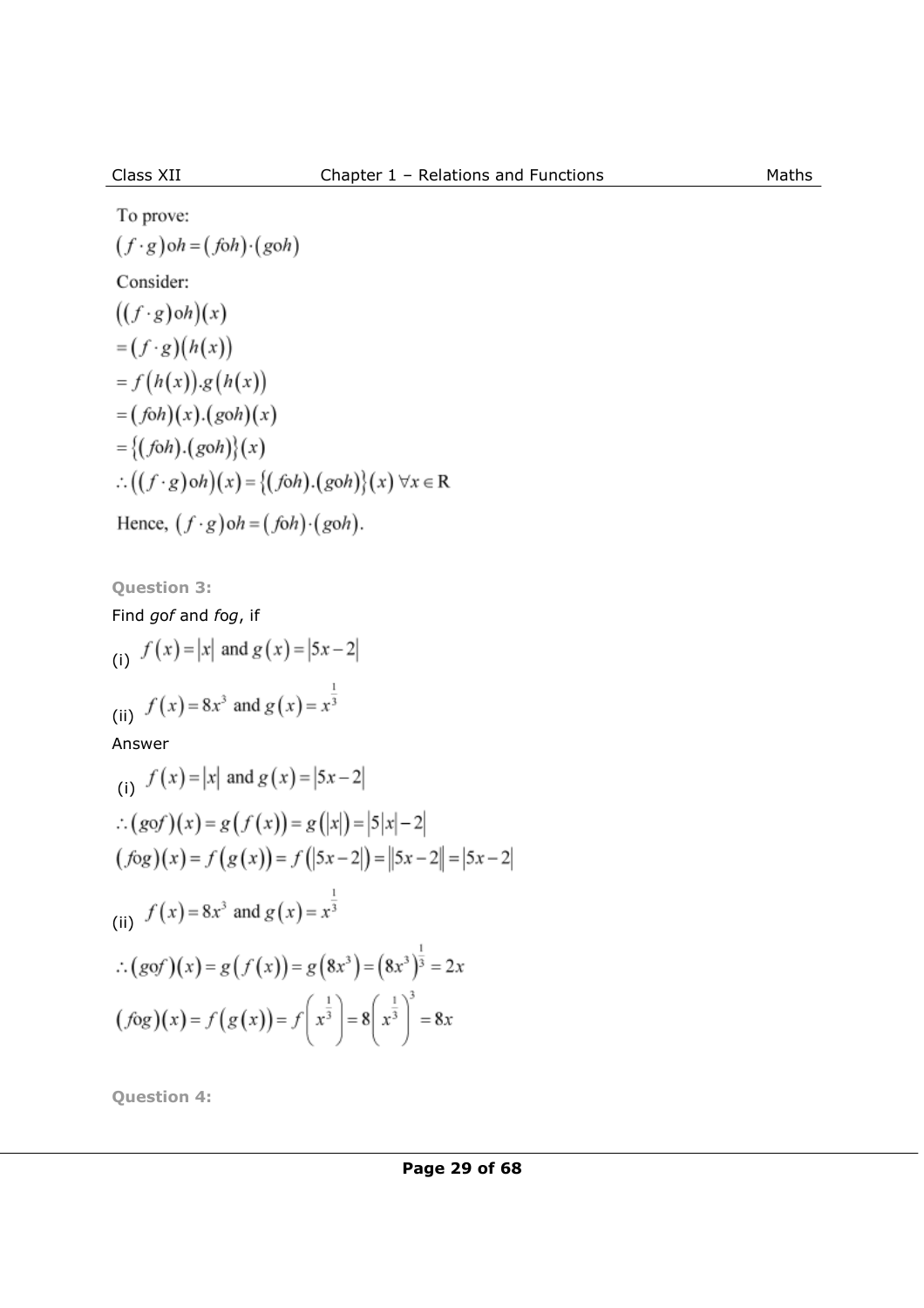To prove:

$$(f \cdot g)oh = (foh) \cdot (goh)$$

Consider:

$$((f \cdot g)oh)(x)$$

$$= (f \cdot g)(h(x))$$

$$= f(h(x)).g(h(x))$$

$$= (foh)(x).(goh)(x)$$

$$= \{(foh).(goh)\}(x)$$

$$\therefore ((f \cdot g)oh)(x) = \{(foh).(goh)\}(x) \ \forall x \in \mathbf{R}$$

Hence, $(f \cdot g)oh = (foh) \cdot (goh)$.

**Question 3:**

Find *gof* and *fog*, if

(i) $f(x) = |x|$ and $g(x) = |5x - 2|$

(ii) $f(x) = 8x^3$ and $g(x) = x^{\frac{1}{3}}$

Answer

(i) $f(x) = |x|$ and $g(x) = |5x - 2|$

$$\therefore (gof)(x) = g(f(x)) = g(|x|) = |5|x| - 2|$$

$$(fog)(x) = f(g(x)) = f(|5x - 2|) = ||5x - 2|| = |5x - 2|$$

(ii) $f(x) = 8x^3$ and $g(x) = x^{\frac{1}{3}}$

$$\therefore (gof)(x) = g(f(x)) = g(8x^3) = (8x^3)^{\frac{1}{3}} = 2x$$

$$(fog)(x) = f(g(x)) = f\left(x^{\frac{1}{3}}\right) = 8\left(x^{\frac{1}{3}}\right)^3 = 8x$$

**Question 4:**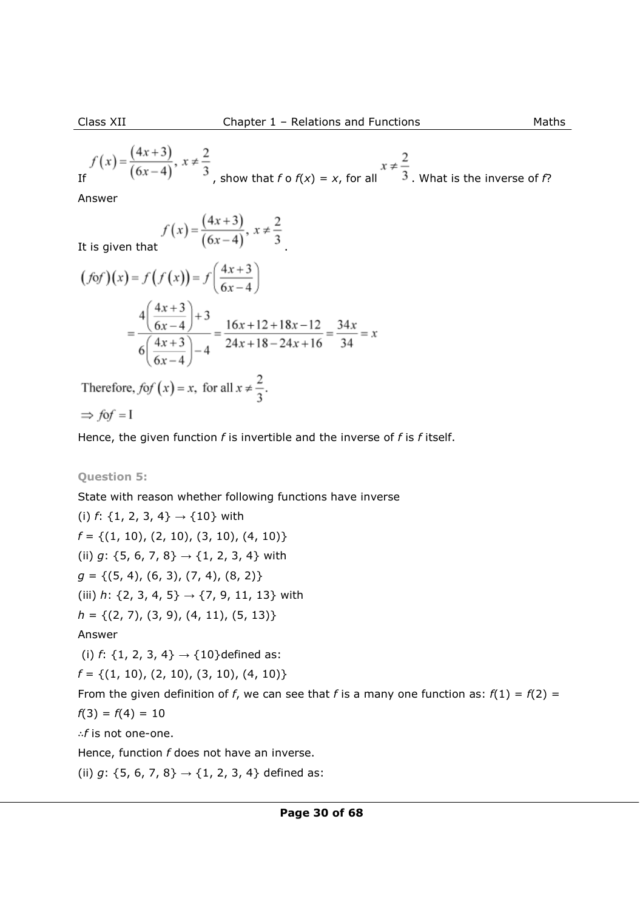If $f(x)=\dfrac{(4x+3)}{(6x-4)},\ x\neq\dfrac{2}{3}$, show that $f$ o $f(x) = x$, for all $x\neq\dfrac{2}{3}$. What is the inverse of $f$?

Answer

It is given that $f(x)=\dfrac{(4x+3)}{(6x-4)},\ x\neq\dfrac{2}{3}$.

$$(fof)(x)=f(f(x))=f\left(\frac{4x+3}{6x-4}\right)$$

$$=\frac{4\left(\frac{4x+3}{6x-4}\right)+3}{6\left(\frac{4x+3}{6x-4}\right)-4}=\frac{16x+12+18x-12}{24x+18-24x+16}=\frac{34x}{34}=x$$

Therefore, $fof(x)=x$, for all $x\neq\dfrac{2}{3}$.

$\Rightarrow fof = \text{I}$

Hence, the given function $f$ is invertible and the inverse of $f$ is $f$ itself.

**Question 5:**

State with reason whether following functions have inverse

(i) $f$: {1, 2, 3, 4} → {10} with

$f$ = {(1, 10), (2, 10), (3, 10), (4, 10)}

(ii) $g$: {5, 6, 7, 8} → {1, 2, 3, 4} with

$g$ = {(5, 4), (6, 3), (7, 4), (8, 2)}

(iii) $h$: {2, 3, 4, 5} → {7, 9, 11, 13} with

$h$ = {(2, 7), (3, 9), (4, 11), (5, 13)}

Answer

(i) $f$: {1, 2, 3, 4} → {10}defined as:

$f$ = {(1, 10), (2, 10), (3, 10), (4, 10)}

From the given definition of $f$, we can see that $f$ is a many one function as: $f(1) = f(2) = f(3) = f(4) = 10$

∴$f$ is not one-one.

Hence, function $f$ does not have an inverse.

(ii) $g$: {5, 6, 7, 8} → {1, 2, 3, 4} defined as: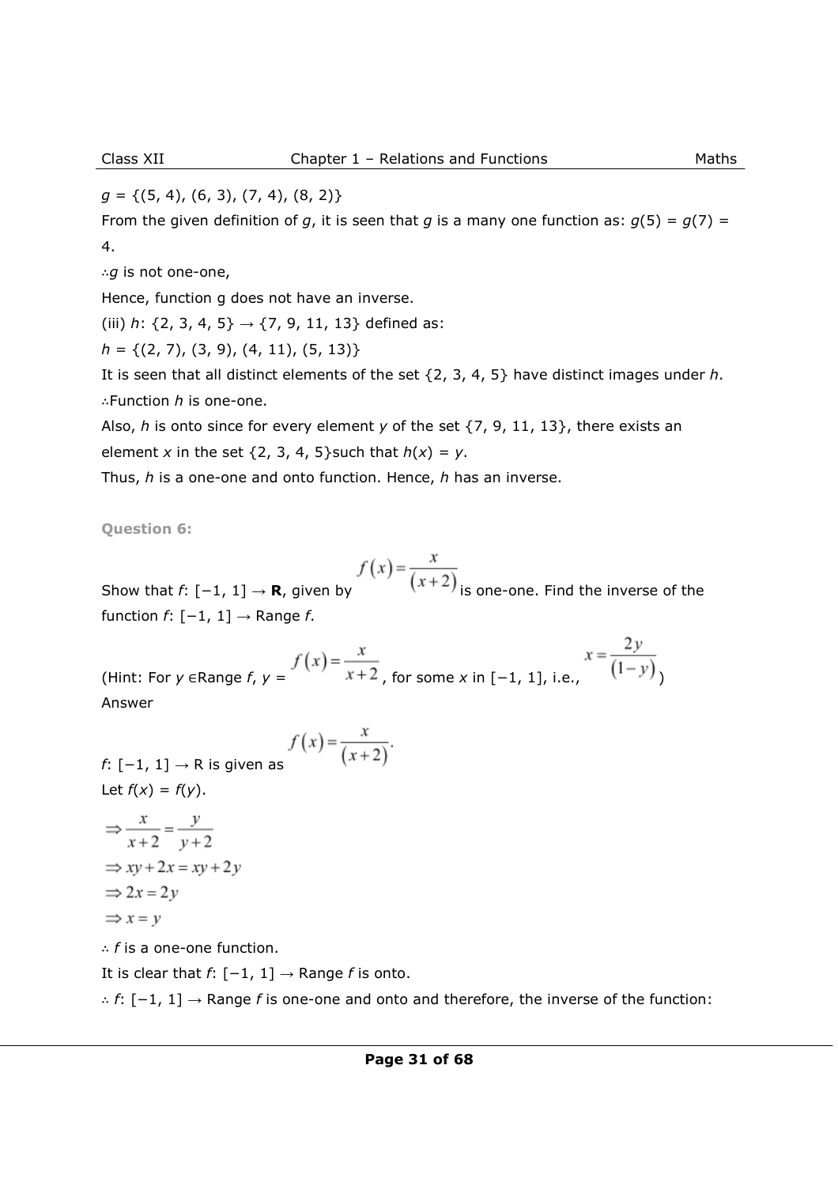$g = \{(5, 4), (6, 3), (7, 4), (8, 2)\}$

From the given definition of $g$, it is seen that $g$ is a many one function as: $g(5) = g(7) = 4$.

$\therefore g$ is not one-one,

Hence, function g does not have an inverse.

(iii) $h$: $\{2, 3, 4, 5\} \to \{7, 9, 11, 13\}$ defined as:

$h = \{(2, 7), (3, 9), (4, 11), (5, 13)\}$

It is seen that all distinct elements of the set $\{2, 3, 4, 5\}$ have distinct images under $h$.

$\therefore$Function $h$ is one-one.

Also, $h$ is onto since for every element $y$ of the set $\{7, 9, 11, 13\}$, there exists an element $x$ in the set $\{2, 3, 4, 5\}$such that $h(x) = y$.

Thus, $h$ is a one-one and onto function. Hence, $h$ has an inverse.

**Question 6:**

Show that $f$: $[-1, 1] \to \mathbf{R}$, given by $f(x) = \frac{x}{(x+2)}$ is one-one. Find the inverse of the function $f$: $[-1, 1] \to$ Range $f$.

(Hint: For $y \in$Range $f$, $y = f(x) = \frac{x}{x+2}$, for some $x$ in $[-1, 1]$, i.e., $x = \frac{2y}{(1-y)}$)

Answer

$f$: $[-1, 1] \to$ R is given as $f(x) = \frac{x}{(x+2)}$.

Let $f(x) = f(y)$.

$$\Rightarrow \frac{x}{x+2} = \frac{y}{y+2}$$
$$\Rightarrow xy + 2x = xy + 2y$$
$$\Rightarrow 2x = 2y$$
$$\Rightarrow x = y$$

$\therefore$ $f$ is a one-one function.

It is clear that $f$: $[-1, 1] \to$ Range $f$ is onto.

$\therefore$ $f$: $[-1, 1] \to$ Range $f$ is one-one and onto and therefore, the inverse of the function: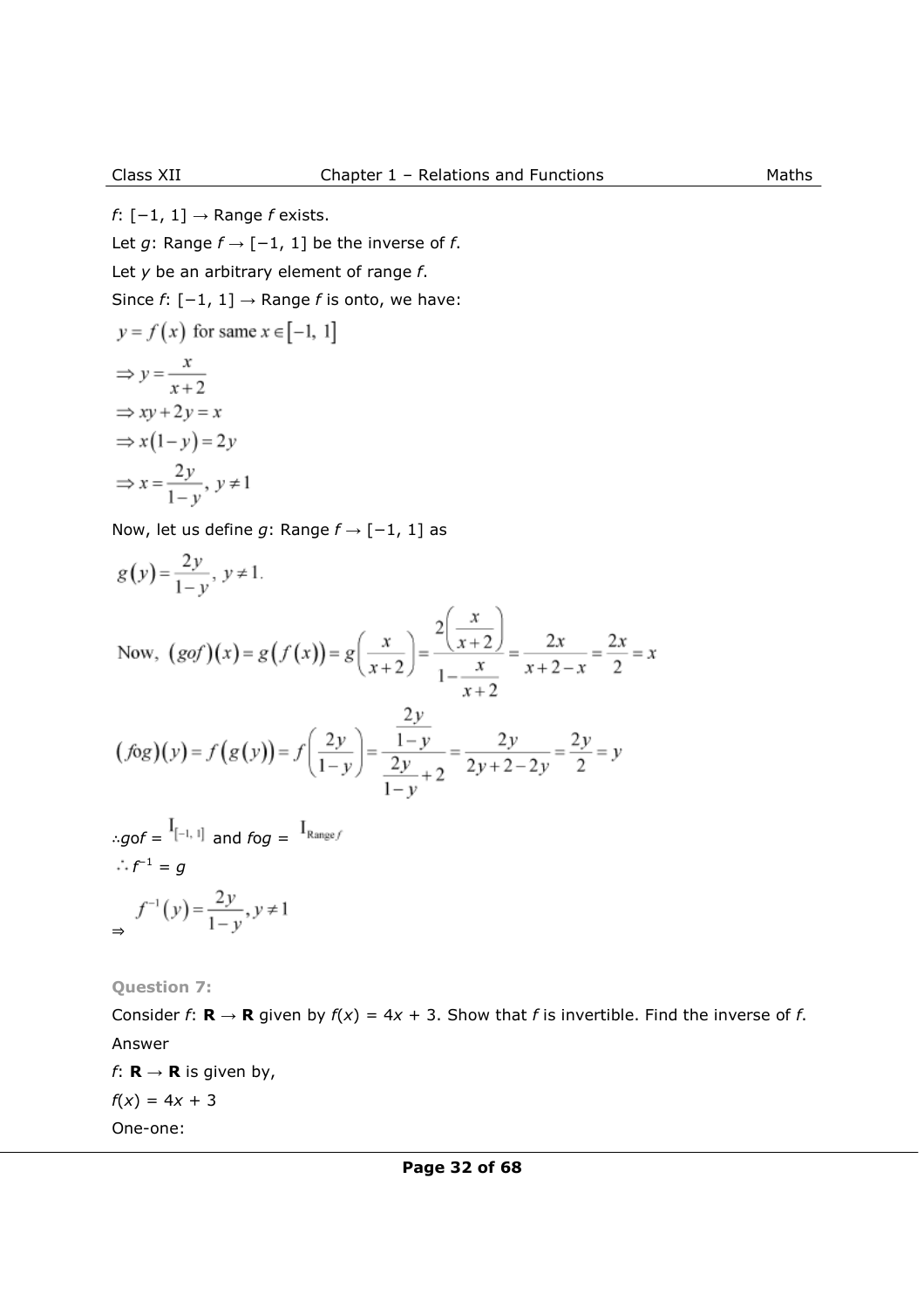$f$: $[-1, 1] \rightarrow$ Range $f$ exists.

Let $g$: Range $f \rightarrow [-1, 1]$ be the inverse of $f$.

Let $y$ be an arbitrary element of range $f$.

Since $f$: $[-1, 1] \rightarrow$ Range $f$ is onto, we have:

$$y = f(x) \text{ for same } x \in [-1, 1]$$

$$\Rightarrow y = \frac{x}{x+2}$$

$$\Rightarrow xy + 2y = x$$

$$\Rightarrow x(1-y) = 2y$$

$$\Rightarrow x = \frac{2y}{1-y}, \ y \neq 1$$

Now, let us define $g$: Range $f \rightarrow [-1, 1]$ as

$$g(y) = \frac{2y}{1-y}, \ y \neq 1.$$

$$\text{Now, } (gof)(x) = g(f(x)) = g\left(\frac{x}{x+2}\right) = \frac{2\left(\frac{x}{x+2}\right)}{1 - \frac{x}{x+2}} = \frac{2x}{x+2-x} = \frac{2x}{2} = x$$

$$(fog)(y) = f(g(y)) = f\left(\frac{2y}{1-y}\right) = \frac{\frac{2y}{1-y}}{\frac{2y}{1-y} + 2} = \frac{2y}{2y+2-2y} = \frac{2y}{2} = y$$

$\therefore gof = I_{[-1, 1]}$ and $fog = I_{\text{Range} f}$

$\therefore f^{-1} = g$

$$\Rightarrow f^{-1}(y) = \frac{2y}{1-y}, y \neq 1$$

**Question 7:**

Consider $f$: $\mathbf{R} \rightarrow \mathbf{R}$ given by $f(x) = 4x + 3$. Show that $f$ is invertible. Find the inverse of $f$.

Answer

$f$: $\mathbf{R} \rightarrow \mathbf{R}$ is given by,

$f(x) = 4x + 3$

One-one: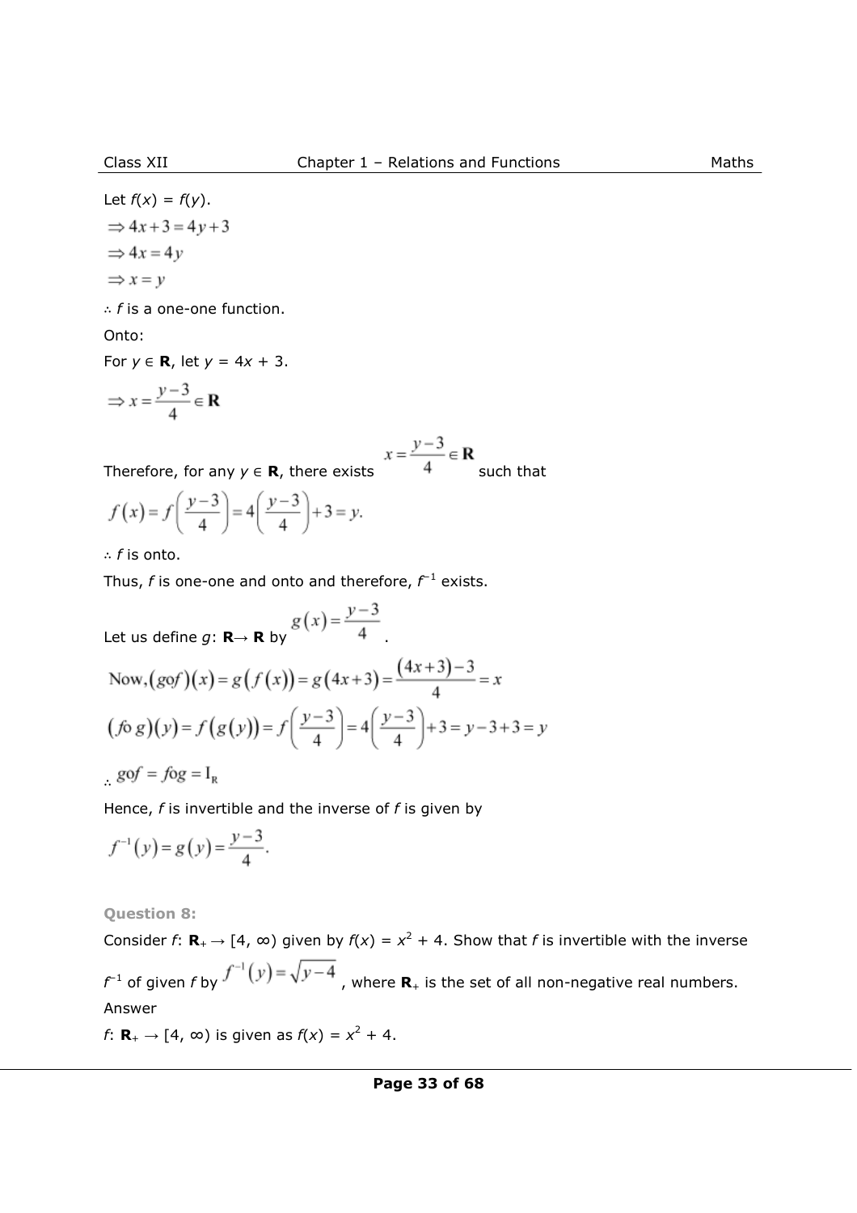Let $f(x) = f(y)$.

$$\Rightarrow 4x+3=4y+3$$
$$\Rightarrow 4x=4y$$
$$\Rightarrow x=y$$

$\therefore$ $f$ is a one-one function.

Onto:

For $y \in \mathbf{R}$, let $y = 4x + 3$.

$$\Rightarrow x=\frac{y-3}{4} \in \mathbf{R}$$

Therefore, for any $y \in \mathbf{R}$, there exists $x=\frac{y-3}{4} \in \mathbf{R}$ such that

$$f(x)=f\left(\frac{y-3}{4}\right)=4\left(\frac{y-3}{4}\right)+3=y.$$

$\therefore$ $f$ is onto.

Thus, $f$ is one-one and onto and therefore, $f^{-1}$ exists.

Let us define $g$: $\mathbf{R} \rightarrow \mathbf{R}$ by $g(x)=\frac{y-3}{4}$.

$$\text{Now,} (gof)(x)=g(f(x))=g(4x+3)=\frac{(4x+3)-3}{4}=x$$

$$(fog)(y)=f(g(y))=f\left(\frac{y-3}{4}\right)=4\left(\frac{y-3}{4}\right)+3=y-3+3=y$$

$$\therefore gof = fog = I_{\mathbf{R}}$$

Hence, $f$ is invertible and the inverse of $f$ is given by

$$f^{-1}(y)=g(y)=\frac{y-3}{4}.$$

**Question 8:**

Consider $f$: $\mathbf{R}_+ \rightarrow [4, \infty)$ given by $f(x) = x^2 + 4$. Show that $f$ is invertible with the inverse $f^{-1}$ of given $f$ by $f^{-1}(y)=\sqrt{y-4}$, where $\mathbf{R}_+$ is the set of all non-negative real numbers.

Answer

$f$: $\mathbf{R}_+ \rightarrow [4, \infty)$ is given as $f(x) = x^2 + 4$.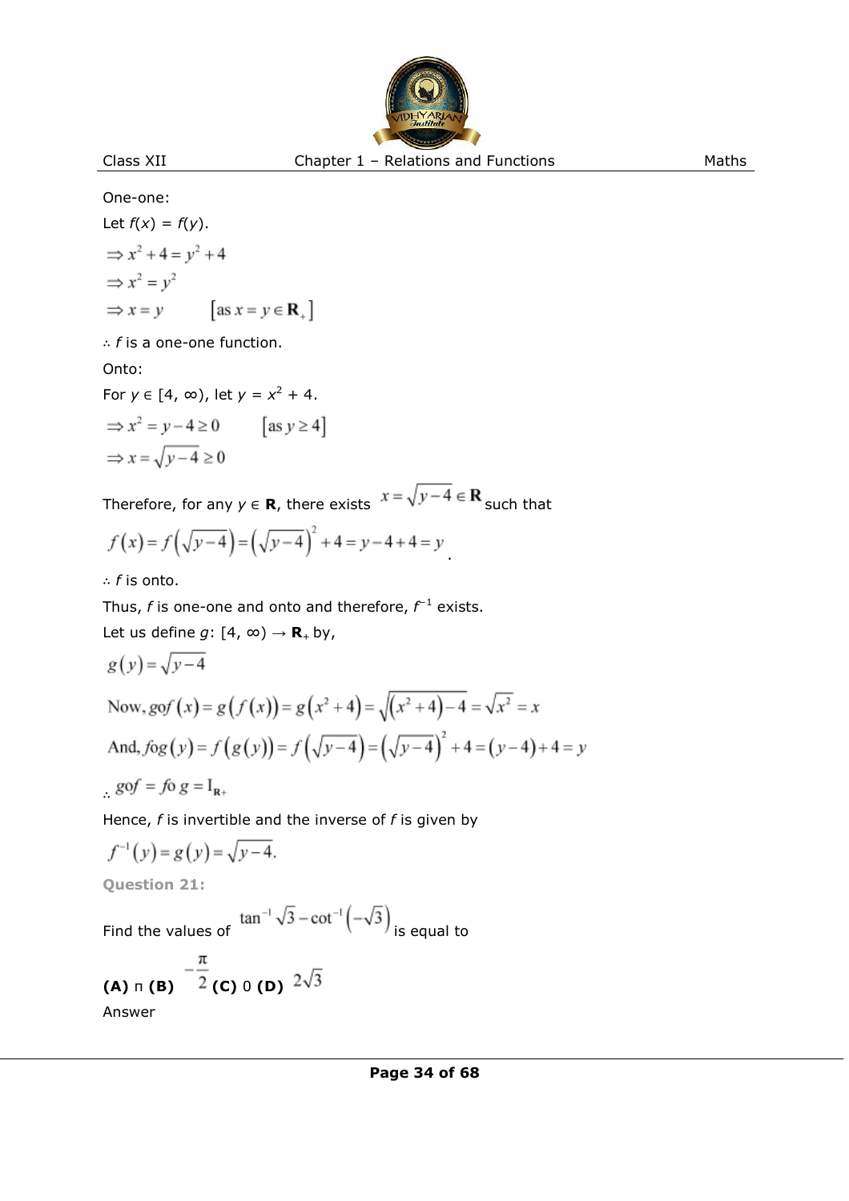One-one:

Let $f(x) = f(y)$.

$$\Rightarrow x^2 + 4 = y^2 + 4$$

$$\Rightarrow x^2 = y^2$$

$$\Rightarrow x = y \qquad [\text{as } x = y \in \mathbf{R}_+]$$

∴ $f$ is a one-one function.

Onto:

For $y \in [4, \infty)$, let $y = x^2 + 4$.

$$\Rightarrow x^2 = y - 4 \geq 0 \qquad [\text{as } y \geq 4]$$

$$\Rightarrow x = \sqrt{y-4} \geq 0$$

Therefore, for any $y \in \mathbf{R}$, there exists $x = \sqrt{y-4} \in \mathbf{R}$ such that

$$f(x) = f\left(\sqrt{y-4}\right) = \left(\sqrt{y-4}\right)^2 + 4 = y - 4 + 4 = y.$$

∴ $f$ is onto.

Thus, $f$ is one-one and onto and therefore, $f^{-1}$ exists.

Let us define $g$: $[4, \infty) \rightarrow \mathbf{R}_+$ by,

$$g(y) = \sqrt{y-4}$$

$$\text{Now, } gof(x) = g(f(x)) = g(x^2+4) = \sqrt{(x^2+4)-4} = \sqrt{x^2} = x$$

$$\text{And, } fog(y) = f(g(y)) = f\left(\sqrt{y-4}\right) = \left(\sqrt{y-4}\right)^2 + 4 = (y-4) + 4 = y$$

$$\therefore gof = fog = I_{\mathbf{R}_+}$$

Hence, $f$ is invertible and the inverse of $f$ is given by

$$f^{-1}(y) = g(y) = \sqrt{y-4}.$$

**Question 21:**

Find the values of $\tan^{-1}\sqrt{3} - \cot^{-1}\left(-\sqrt{3}\right)$ is equal to

**(A)** π **(B)** $-\frac{\pi}{2}$ **(C)** 0 **(D)** $2\sqrt{3}$

Answer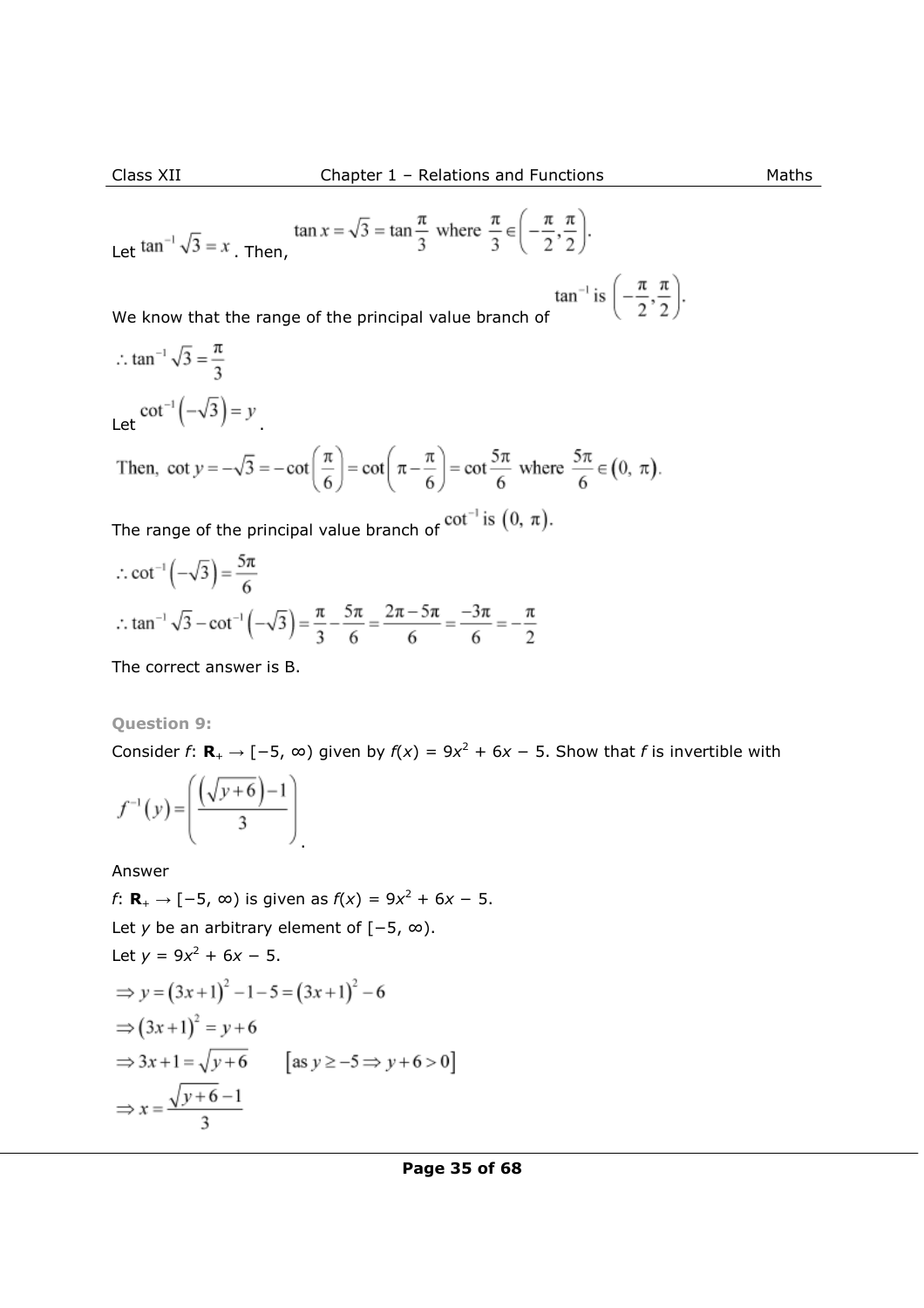Let $\tan^{-1}\sqrt{3} = x$. Then, $\tan x = \sqrt{3} = \tan\frac{\pi}{3}$ where $\frac{\pi}{3} \in \left(-\frac{\pi}{2}, \frac{\pi}{2}\right)$.

We know that the range of the principal value branch of $\tan^{-1}$ is $\left(-\frac{\pi}{2}, \frac{\pi}{2}\right)$.

$$\therefore \tan^{-1}\sqrt{3} = \frac{\pi}{3}$$

Let $\cot^{-1}\left(-\sqrt{3}\right) = y$.

Then, $\cot y = -\sqrt{3} = -\cot\left(\frac{\pi}{6}\right) = \cot\left(\pi - \frac{\pi}{6}\right) = \cot\frac{5\pi}{6}$ where $\frac{5\pi}{6} \in (0, \pi)$.

The range of the principal value branch of $\cot^{-1}$ is $(0, \pi)$.

$$\therefore \cot^{-1}\left(-\sqrt{3}\right) = \frac{5\pi}{6}$$

$$\therefore \tan^{-1}\sqrt{3} - \cot^{-1}\left(-\sqrt{3}\right) = \frac{\pi}{3} - \frac{5\pi}{6} = \frac{2\pi - 5\pi}{6} = \frac{-3\pi}{6} = -\frac{\pi}{2}$$

The correct answer is B.

**Question 9:**

Consider $f$: $\mathbf{R}_+ \rightarrow [-5, \infty)$ given by $f(x) = 9x^2 + 6x - 5$. Show that $f$ is invertible with

$$f^{-1}(y) = \left(\frac{\left(\sqrt{y+6}\right) - 1}{3}\right).$$

Answer

$f$: $\mathbf{R}_+ \rightarrow [-5, \infty)$ is given as $f(x) = 9x^2 + 6x - 5$.

Let $y$ be an arbitrary element of $[-5, \infty)$.

Let $y = 9x^2 + 6x - 5$.

$$\Rightarrow y = (3x+1)^2 - 1 - 5 = (3x+1)^2 - 6$$

$$\Rightarrow (3x+1)^2 = y + 6$$

$$\Rightarrow 3x + 1 = \sqrt{y+6} \qquad [\text{as } y \geq -5 \Rightarrow y + 6 > 0]$$

$$\Rightarrow x = \frac{\sqrt{y+6} - 1}{3}$$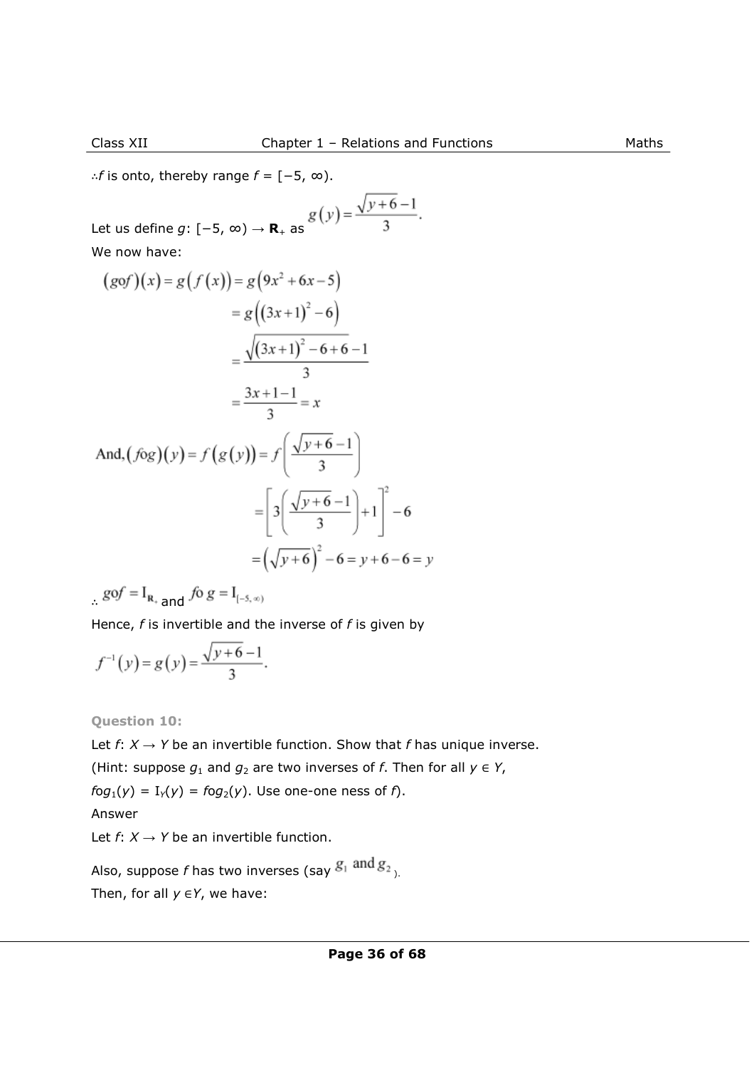∴ $f$ is onto, thereby range $f = [-5, \infty)$.

Let us define $g: [-5, \infty) \to \mathbf{R}_+$ as $g(y) = \dfrac{\sqrt{y+6}-1}{3}$.

We now have:

$$
\begin{aligned}
(gof)(x) = g(f(x)) &= g(9x^2 + 6x - 5) \\
&= g\left((3x+1)^2 - 6\right) \\
&= \frac{\sqrt{(3x+1)^2 - 6 + 6} - 1}{3} \\
&= \frac{3x + 1 - 1}{3} = x
\end{aligned}
$$

$$
\begin{aligned}
\text{And,} (fog)(y) = f(g(y)) &= f\left(\frac{\sqrt{y+6}-1}{3}\right) \\
&= \left[3\left(\frac{\sqrt{y+6}-1}{3}\right) + 1\right]^2 - 6 \\
&= \left(\sqrt{y+6}\right)^2 - 6 = y + 6 - 6 = y
\end{aligned}
$$

$\therefore gof = \mathrm{I}_{\mathbf{R}_+}$ and $fo\,g = \mathrm{I}_{[-5, \infty)}$

Hence, $f$ is invertible and the inverse of $f$ is given by

$$
f^{-1}(y) = g(y) = \frac{\sqrt{y+6}-1}{3}.
$$

**Question 10:**

Let $f: X \to Y$ be an invertible function. Show that $f$ has unique inverse.

(Hint: suppose $g_1$ and $g_2$ are two inverses of $f$. Then for all $y \in Y$,

$fog_1(y) = \mathrm{I}_Y(y) = fog_2(y)$. Use one-one ness of $f$).

Answer

Let $f: X \to Y$ be an invertible function.

Also, suppose $f$ has two inverses (say $g_1$ and $g_2$).

Then, for all $y \in Y$, we have: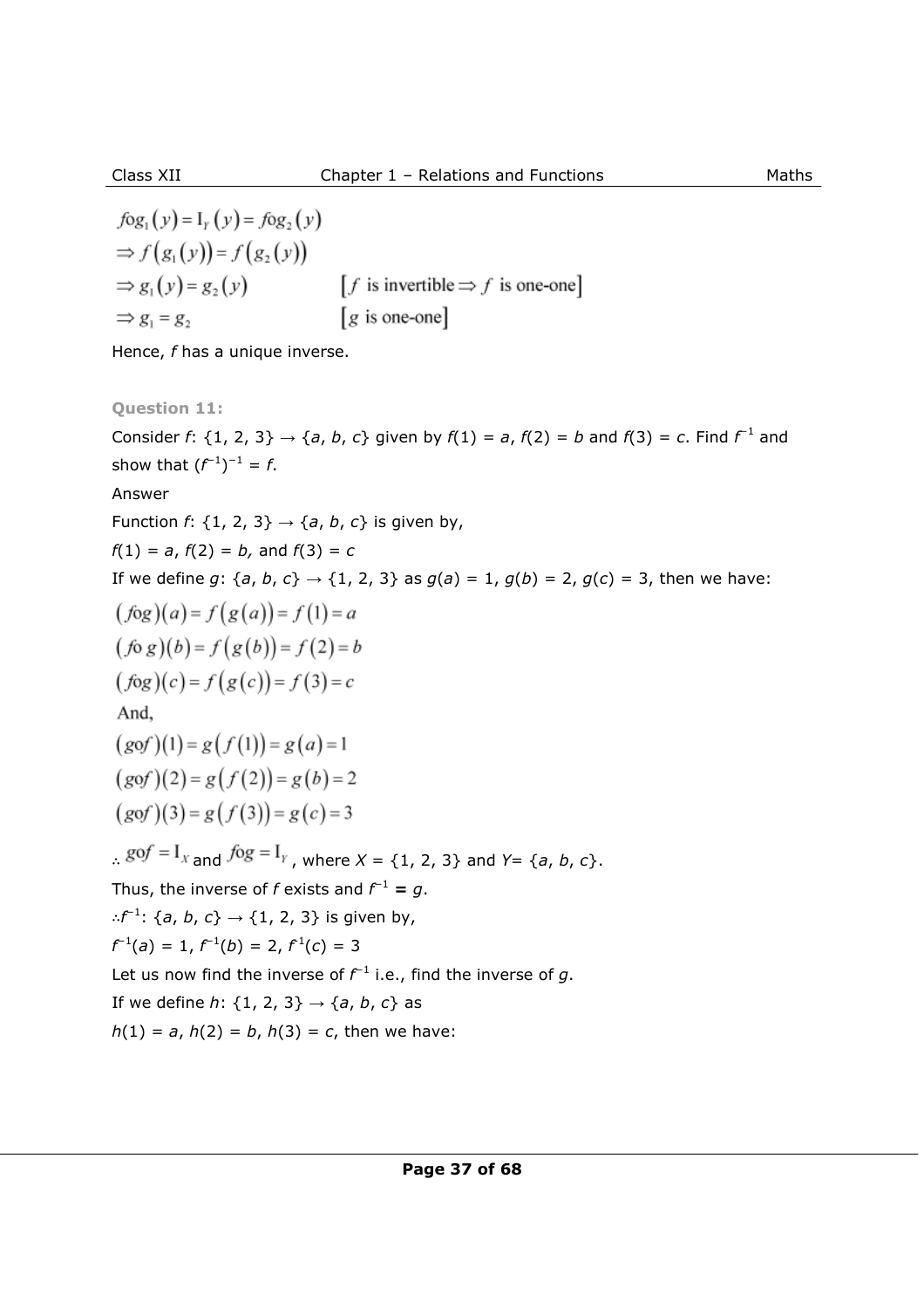$$fog_1(y) = I_Y(y) = fog_2(y)$$
$$\Rightarrow f(g_1(y)) = f(g_2(y))$$
$$\Rightarrow g_1(y) = g_2(y) \qquad [f \text{ is invertible} \Rightarrow f \text{ is one-one}]$$
$$\Rightarrow g_1 = g_2 \qquad [g \text{ is one-one}]$$

Hence, *f* has a unique inverse.

**Question 11:**

Consider *f*: {1, 2, 3} → {*a*, *b*, *c*} given by *f*(1) = *a*, *f*(2) = *b* and *f*(3) = *c*. Find $f^{-1}$ and show that $(f^{-1})^{-1} = f$.

Answer

Function *f*: {1, 2, 3} → {*a*, *b*, *c*} is given by,

*f*(1) = *a*, *f*(2) = *b*, and *f*(3) = *c*

If we define *g*: {*a*, *b*, *c*} → {1, 2, 3} as *g*(*a*) = 1, *g*(*b*) = 2, *g*(*c*) = 3, then we have:

$$(fog)(a) = f(g(a)) = f(1) = a$$
$$(fog)(b) = f(g(b)) = f(2) = b$$
$$(fog)(c) = f(g(c)) = f(3) = c$$

And,

$$(gof)(1) = g(f(1)) = g(a) = 1$$
$$(gof)(2) = g(f(2)) = g(b) = 2$$
$$(gof)(3) = g(f(3)) = g(c) = 3$$

∴ $gof = I_X$ and $fog = I_Y$, where *X* = {1, 2, 3} and *Y*= {*a*, *b*, *c*}.

Thus, the inverse of *f* exists and $f^{-1} = g$.

∴$f^{-1}$: {*a*, *b*, *c*} → {1, 2, 3} is given by,

$f^{-1}(a) = 1$, $f^{-1}(b) = 2$, $f^{-1}(c) = 3$

Let us now find the inverse of $f^{-1}$ i.e., find the inverse of *g*.

If we define *h*: {1, 2, 3} → {*a*, *b*, *c*} as

*h*(1) = *a*, *h*(2) = *b*, *h*(3) = *c*, then we have: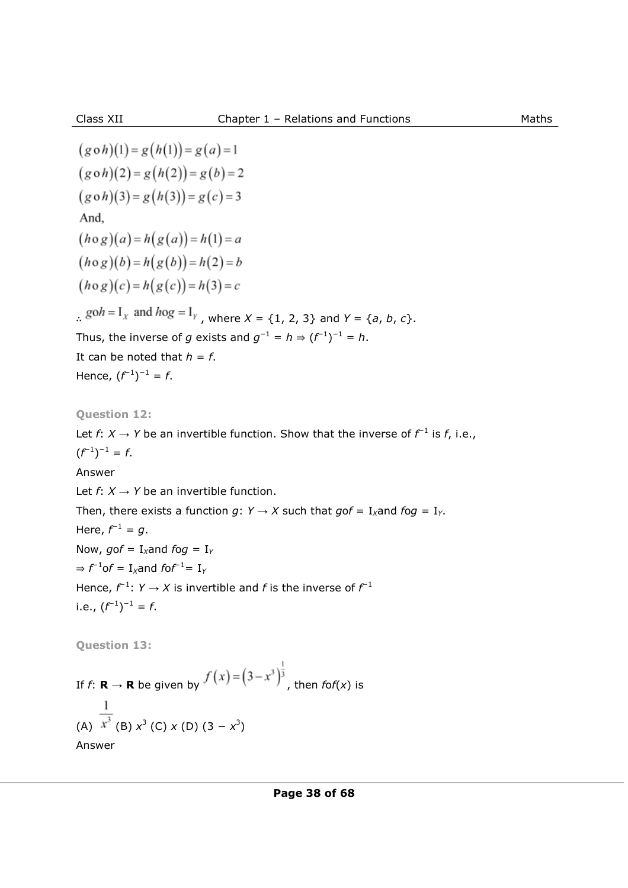$$(g \circ h)(1) = g(h(1)) = g(a) = 1$$
$$(g \circ h)(2) = g(h(2)) = g(b) = 2$$
$$(g \circ h)(3) = g(h(3)) = g(c) = 3$$

And,

$$(h \circ g)(a) = h(g(a)) = h(1) = a$$
$$(h \circ g)(b) = h(g(b)) = h(2) = b$$
$$(h \circ g)(c) = h(g(c)) = h(3) = c$$

$\therefore$ $goh = I_X$ and $hog = I_Y$, where $X = \{1, 2, 3\}$ and $Y = \{a, b, c\}$.

Thus, the inverse of $g$ exists and $g^{-1} = h \Rightarrow (f^{-1})^{-1} = h$.

It can be noted that $h = f$.

Hence, $(f^{-1})^{-1} = f$.

**Question 12:**

Let $f$: $X \to Y$ be an invertible function. Show that the inverse of $f^{-1}$ is $f$, i.e., $(f^{-1})^{-1} = f$.

Answer

Let $f$: $X \to Y$ be an invertible function.

Then, there exists a function $g$: $Y \to X$ such that $gof = I_X$ and $fog = I_Y$.

Here, $f^{-1} = g$.

Now, $gof = I_X$ and $fog = I_Y$

$\Rightarrow f^{-1}of = I_X$ and $fof^{-1} = I_Y$

Hence, $f^{-1}$: $Y \to X$ is invertible and $f$ is the inverse of $f^{-1}$

i.e., $(f^{-1})^{-1} = f$.

**Question 13:**

If $f$: $\mathbf{R} \to \mathbf{R}$ be given by $f(x) = (3 - x^3)^{\frac{1}{3}}$, then $fof(x)$ is

(A) $\frac{1}{x^3}$ (B) $x^3$ (C) $x$ (D) $(3 - x^3)$

Answer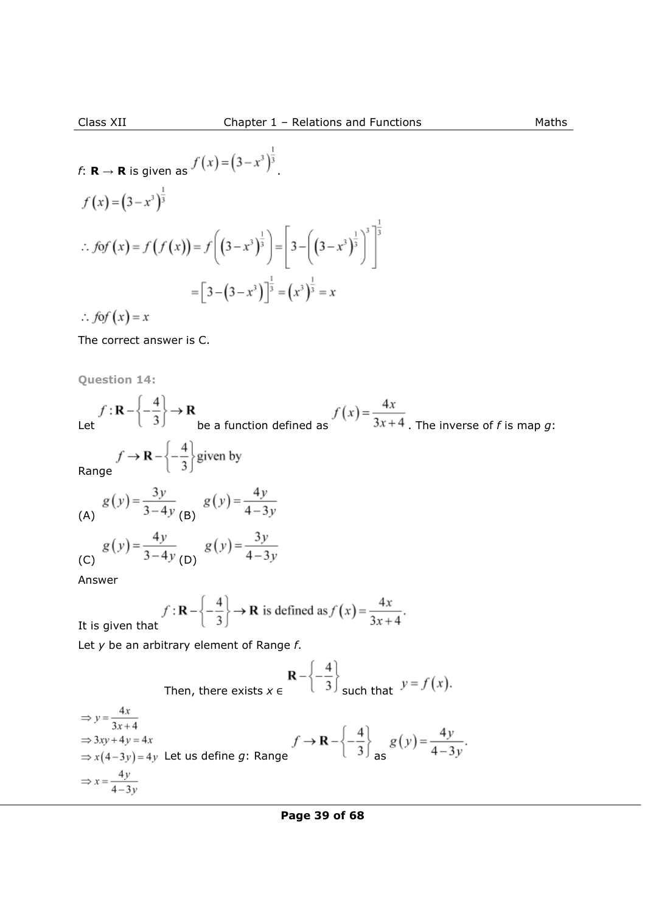$f$: $\mathbf{R} \rightarrow \mathbf{R}$ is given as $f(x) = (3 - x^3)^{\frac{1}{3}}$.

$$f(x) = (3 - x^3)^{\frac{1}{3}}$$

$$\therefore fof(x) = f(f(x)) = f\left((3 - x^3)^{\frac{1}{3}}\right) = \left[3 - \left((3 - x^3)^{\frac{1}{3}}\right)^3\right]^{\frac{1}{3}}$$

$$= \left[3 - (3 - x^3)\right]^{\frac{1}{3}} = (x^3)^{\frac{1}{3}} = x$$

$$\therefore fof(x) = x$$

The correct answer is C.

**Question 14:**

Let $f: \mathbf{R} - \left\{-\frac{4}{3}\right\} \rightarrow \mathbf{R}$ be a function defined as $f(x) = \frac{4x}{3x+4}$. The inverse of $f$ is map $g$: Range $f \rightarrow \mathbf{R} - \left\{-\frac{4}{3}\right\}$ given by

(A) $g(y) = \frac{3y}{3-4y}$ (B) $g(y) = \frac{4y}{4-3y}$

(C) $g(y) = \frac{4y}{3-4y}$ (D) $g(y) = \frac{3y}{4-3y}$

Answer

It is given that $f: \mathbf{R} - \left\{-\frac{4}{3}\right\} \rightarrow \mathbf{R}$ is defined as $f(x) = \frac{4x}{3x+4}$.

Let $y$ be an arbitrary element of Range $f$.

Then, there exists $x \in \mathbf{R} - \left\{-\frac{4}{3}\right\}$ such that $y = f(x)$.

$$\Rightarrow y = \frac{4x}{3x+4}$$

$$\Rightarrow 3xy + 4y = 4x$$

$$\Rightarrow x(4 - 3y) = 4y$$

$$\Rightarrow x = \frac{4y}{4-3y}$$

Let us define $g$: Range $f \rightarrow \mathbf{R} - \left\{-\frac{4}{3}\right\}$ as $g(y) = \frac{4y}{4-3y}$.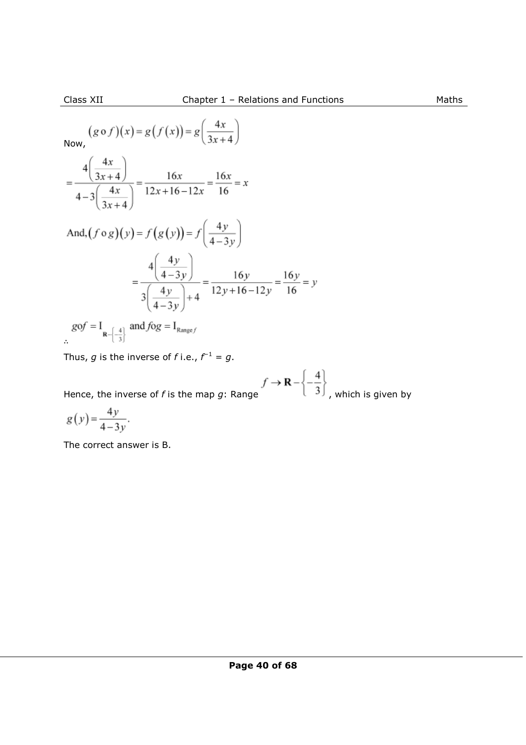Now, $(g \circ f)(x) = g(f(x)) = g\left(\frac{4x}{3x+4}\right)$

$$= \frac{4\left(\frac{4x}{3x+4}\right)}{4-3\left(\frac{4x}{3x+4}\right)} = \frac{16x}{12x+16-12x} = \frac{16x}{16} = x$$

$$\text{And,} (f \circ g)(y) = f(g(y)) = f\left(\frac{4y}{4-3y}\right)$$

$$= \frac{4\left(\frac{4y}{4-3y}\right)}{3\left(\frac{4y}{4-3y}\right)+4} = \frac{16y}{12y+16-12y} = \frac{16y}{16} = y$$

$\therefore$ $gof = I_{\mathbf{R}-\left\{-\frac{4}{3}\right\}}$ and $fog = I_{\text{Range} f}$

Thus, $g$ is the inverse of $f$ i.e., $f^{-1} = g$.

Hence, the inverse of $f$ is the map $g$: Range $f \to \mathbf{R}-\left\{-\frac{4}{3}\right\}$, which is given by

$$g(y) = \frac{4y}{4-3y}.$$

The correct answer is B.